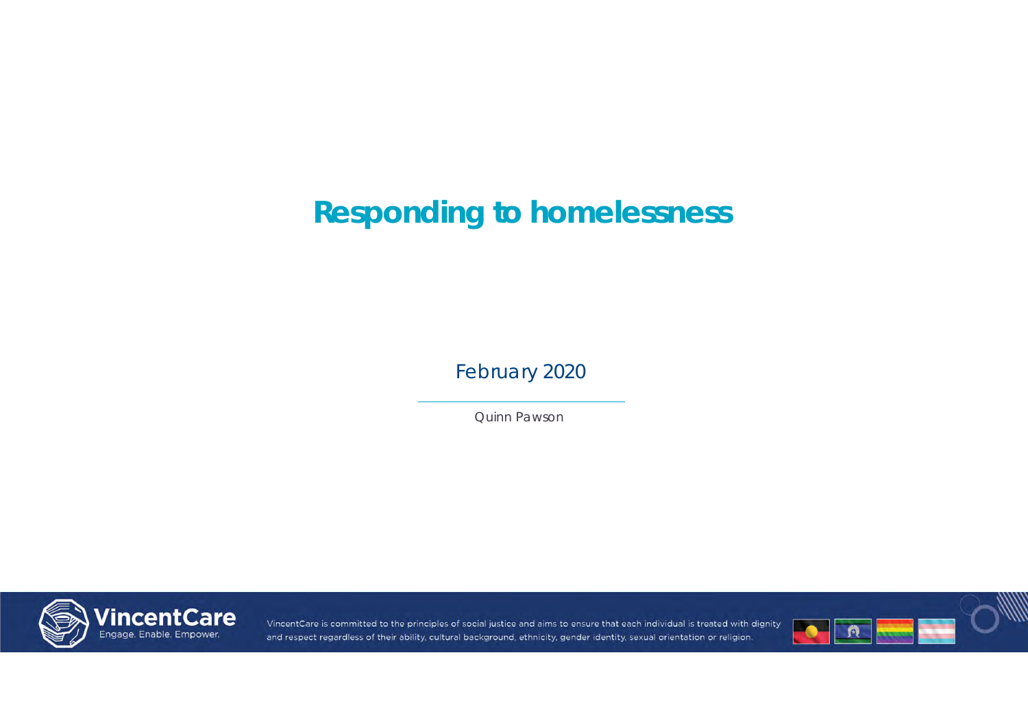# Responding to homelessness

February 2020

Quinn Pawson

VincentCare
Engage. Enable. Empower.

VincentCare is committed to the principles of social justice and aims to ensure that each individual is treated with dignity and respect regardless of their ability, cultural background, ethnicity, gender identity, sexual orientation or religion.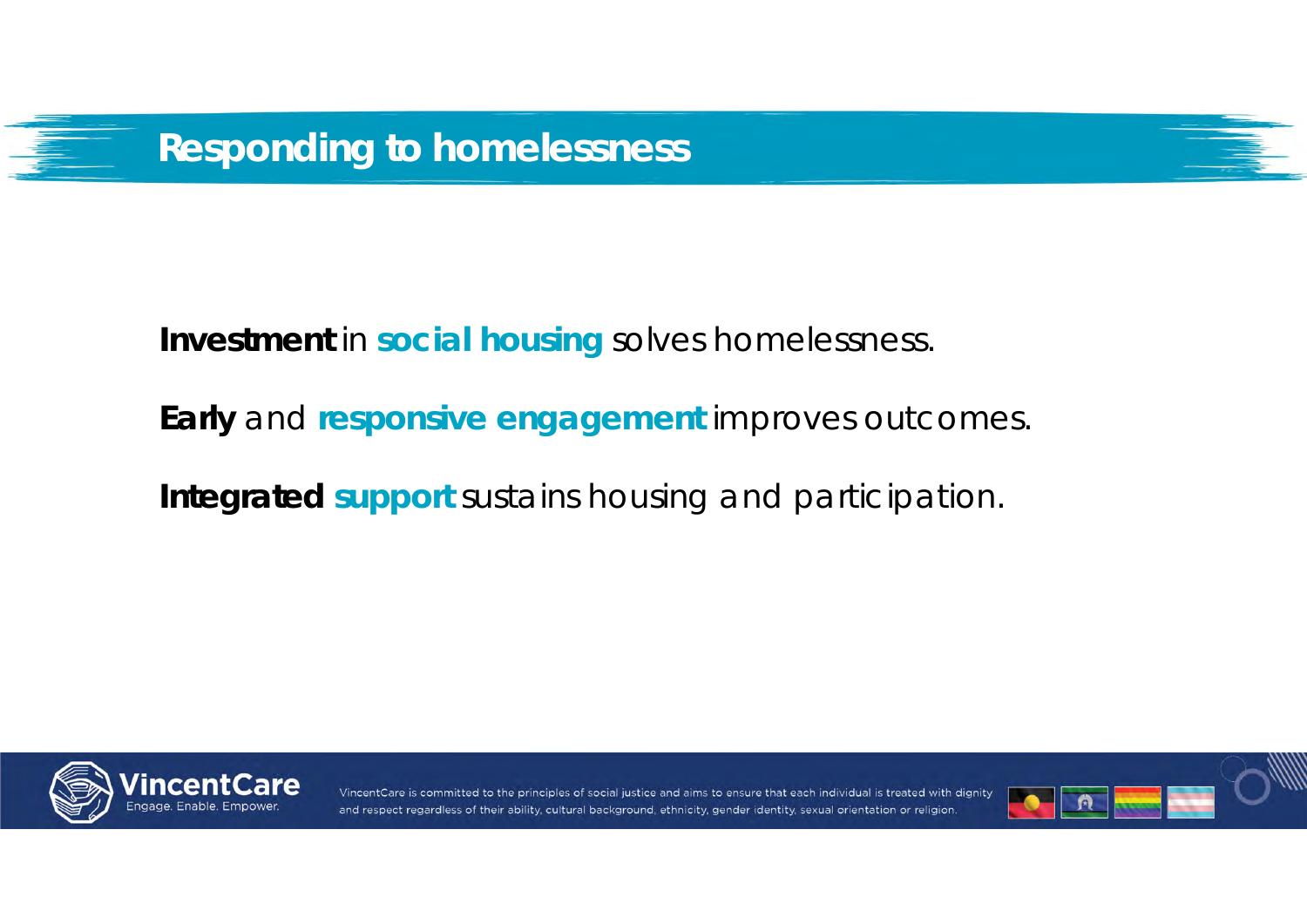## Responding to homelessness

**Investment** in **social housing** solves homelessness.

**Early** and **responsive engagement** improves outcomes.

**Integrated support** sustains housing and participation.

VincentCare is committed to the principles of social justice and aims to ensure that each individual is treated with dignity and respect regardless of their ability, cultural background, ethnicity, gender identity, sexual orientation or religion.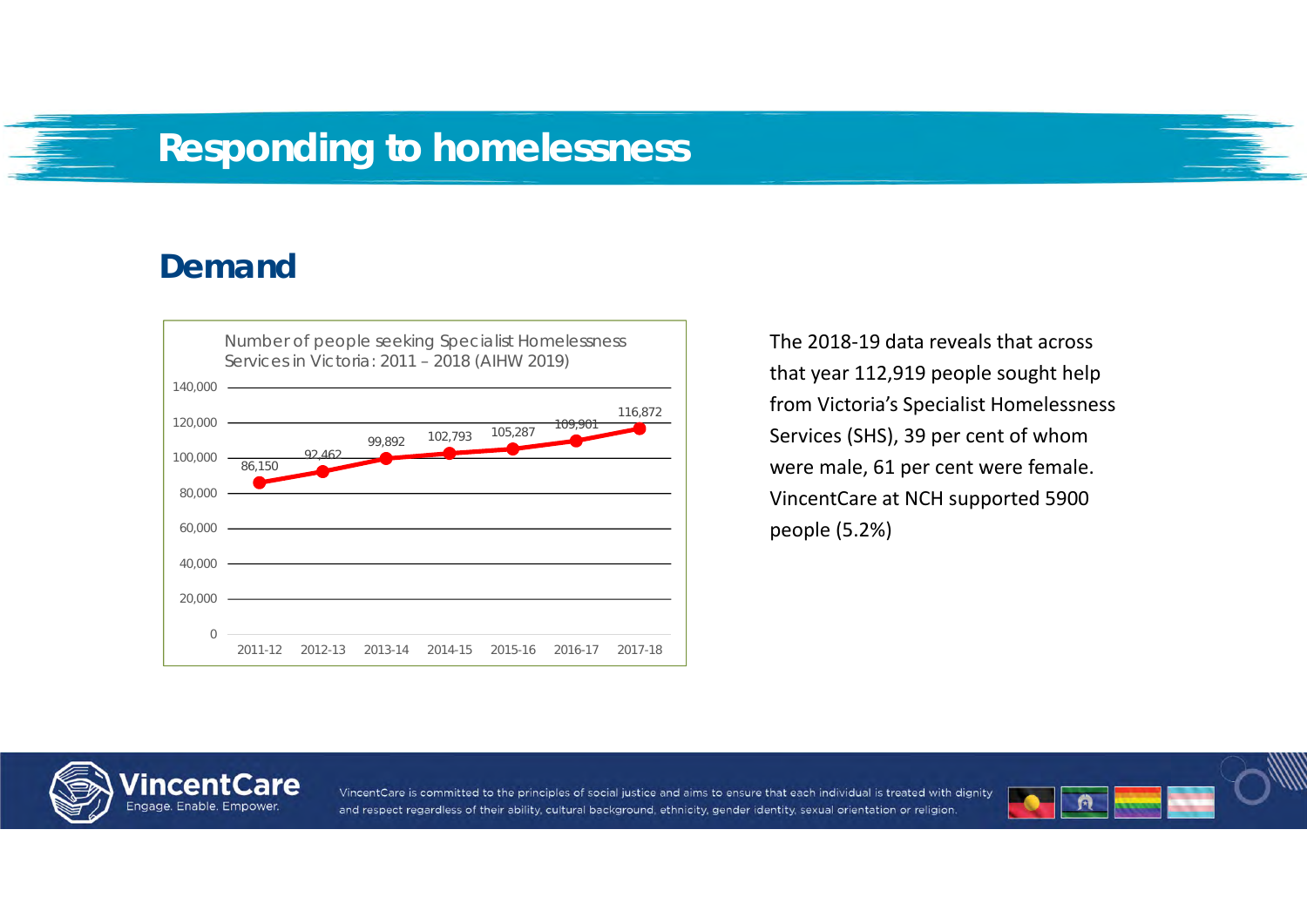# Responding to homelessness

## Demand

Number of people seeking Specialist Homelessness Services in Victoria: 2011 – 2018 (AIHW 2019)

| Year | Number of people |
|---|---|
| 2011-12 | 86,150 |
| 2012-13 | 92,462 |
| 2013-14 | 99,892 |
| 2014-15 | 102,793 |
| 2015-16 | 105,287 |
| 2016-17 | 109,901 |
| 2017-18 | 116,872 |

The 2018-19 data reveals that across that year 112,919 people sought help from Victoria's Specialist Homelessness Services (SHS), 39 per cent of whom were male, 61 per cent were female. VincentCare at NCH supported 5900 people (5.2%)

VincentCare — Engage. Enable. Empower.

VincentCare is committed to the principles of social justice and aims to ensure that each individual is treated with dignity and respect regardless of their ability, cultural background, ethnicity, gender identity, sexual orientation or religion.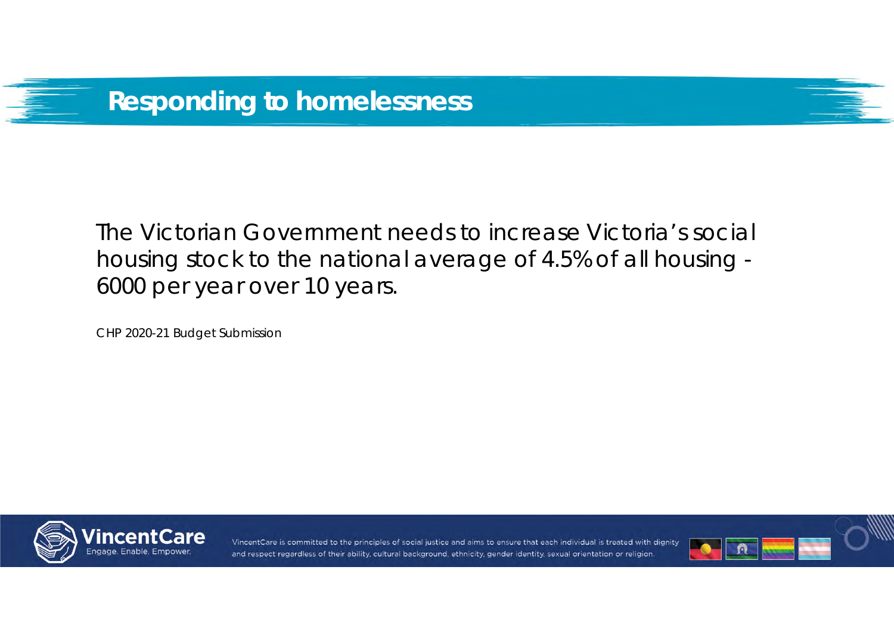# Responding to homelessness

The Victorian Government needs to increase Victoria's social housing stock to the national average of 4.5% of all housing - 6000 per year over 10 years.

CHP 2020-21 Budget Submission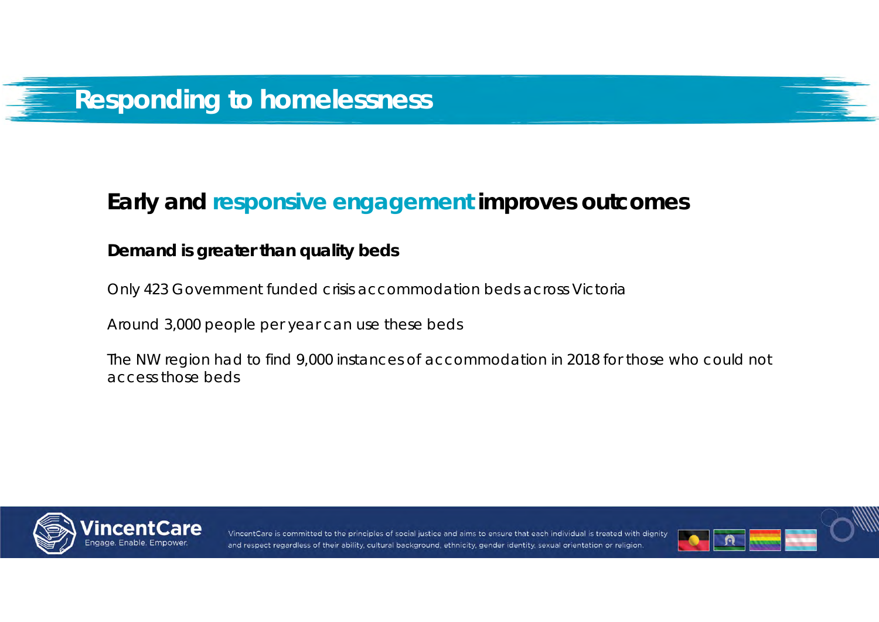# Responding to homelessness

## Early and responsive engagement improves outcomes

**Demand is greater than quality beds**

Only 423 Government funded crisis accommodation beds across Victoria

Around 3,000 people per year can use these beds

The NW region had to find 9,000 instances of accommodation in 2018 for those who could not access those beds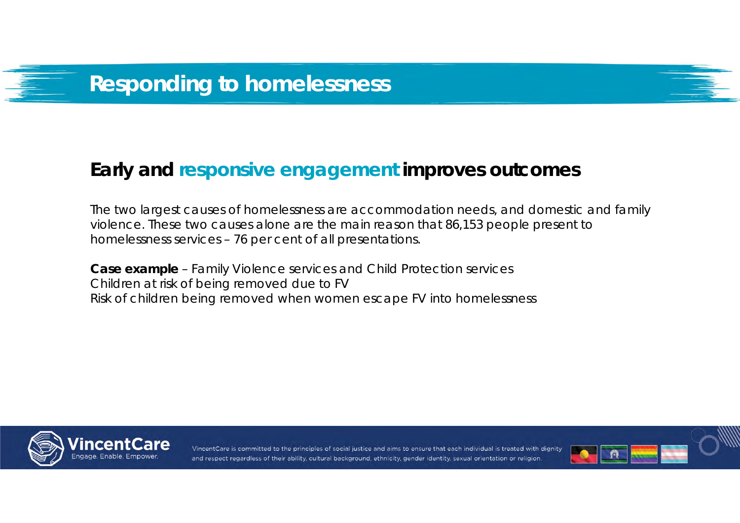# Responding to homelessness

## Early and responsive engagement improves outcomes

The two largest causes of homelessness are accommodation needs, and domestic and family violence. These two causes alone are the main reason that 86,153 people present to homelessness services – 76 per cent of all presentations.

**Case example** – Family Violence services and Child Protection services
Children at risk of being removed due to FV
Risk of children being removed when women escape FV into homelessness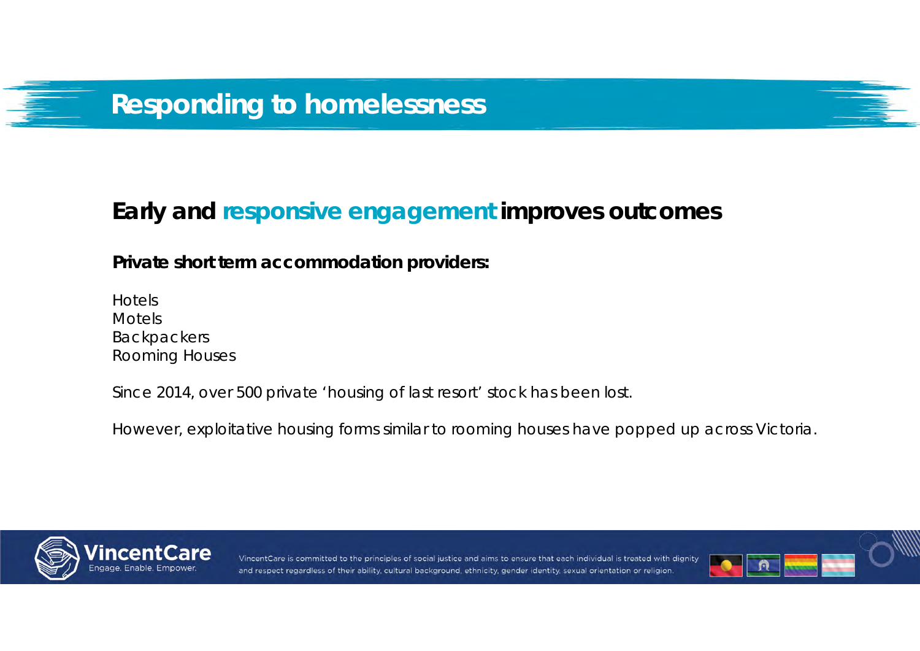# Responding to homelessness

## Early and responsive engagement improves outcomes

**Private short term accommodation providers:**

Hotels
Motels
Backpackers
Rooming Houses

Since 2014, over 500 private 'housing of last resort' stock has been lost.

However, exploitative housing forms similar to rooming houses have popped up across Victoria.

VincentCare is committed to the principles of social justice and aims to ensure that each individual is treated with dignity and respect regardless of their ability, cultural background, ethnicity, gender identity, sexual orientation or religion.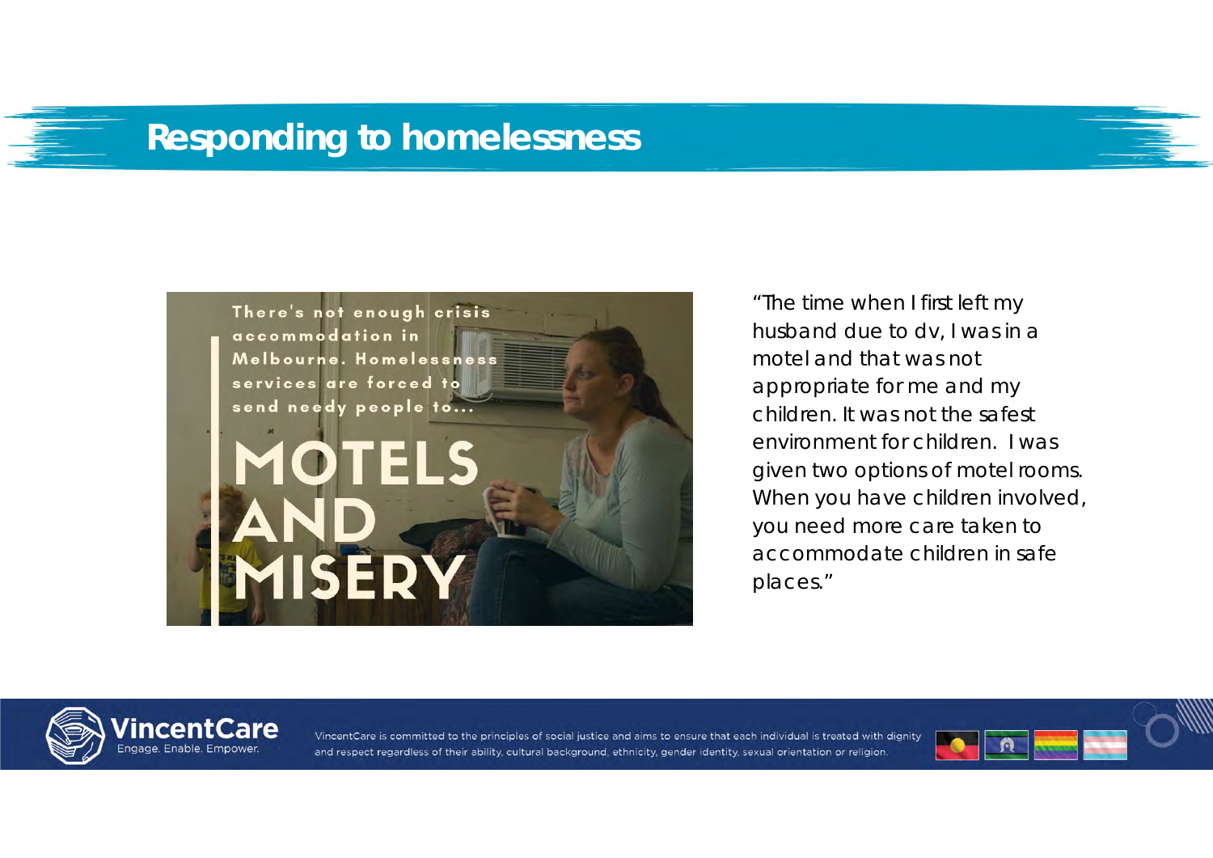# Responding to homelessness

There's not enough crisis accommodation in Melbourne. Homelessness services are forced to send needy people to...

MOTELS AND MISERY

"The time when I first left my husband due to dv, I was in a motel and that was not appropriate for me and my children. It was not the safest environment for children. I was given two options of motel rooms. When you have children involved, you need more care taken to accommodate children in safe places."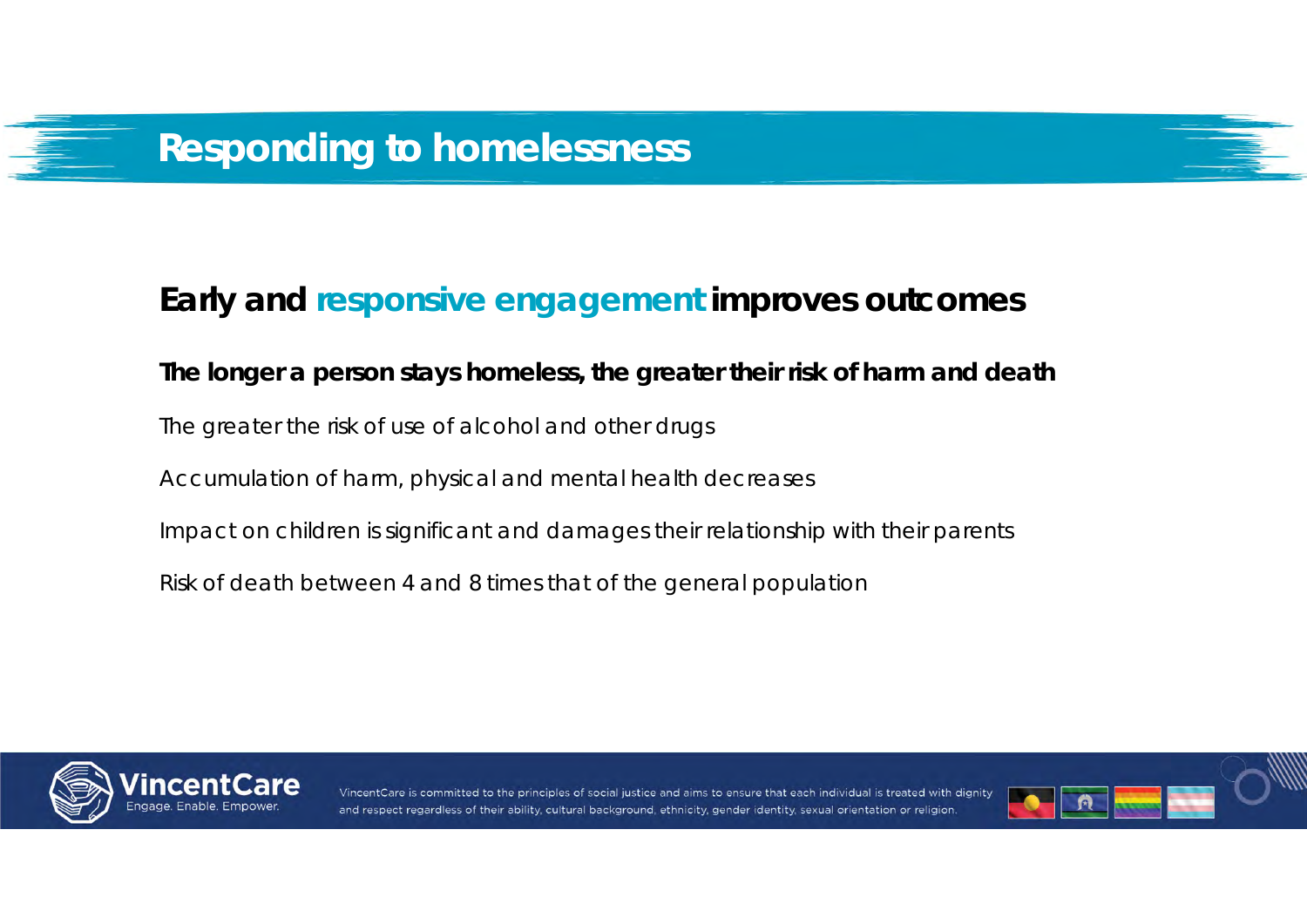# Responding to homelessness

## Early and responsive engagement improves outcomes

**The longer a person stays homeless, the greater their risk of harm and death**

The greater the risk of use of alcohol and other drugs

Accumulation of harm, physical and mental health decreases

Impact on children is significant and damages their relationship with their parents

Risk of death between 4 and 8 times that of the general population

VincentCare
Engage. Enable. Empower.

VincentCare is committed to the principles of social justice and aims to ensure that each individual is treated with dignity and respect regardless of their ability, cultural background, ethnicity, gender identity, sexual orientation or religion.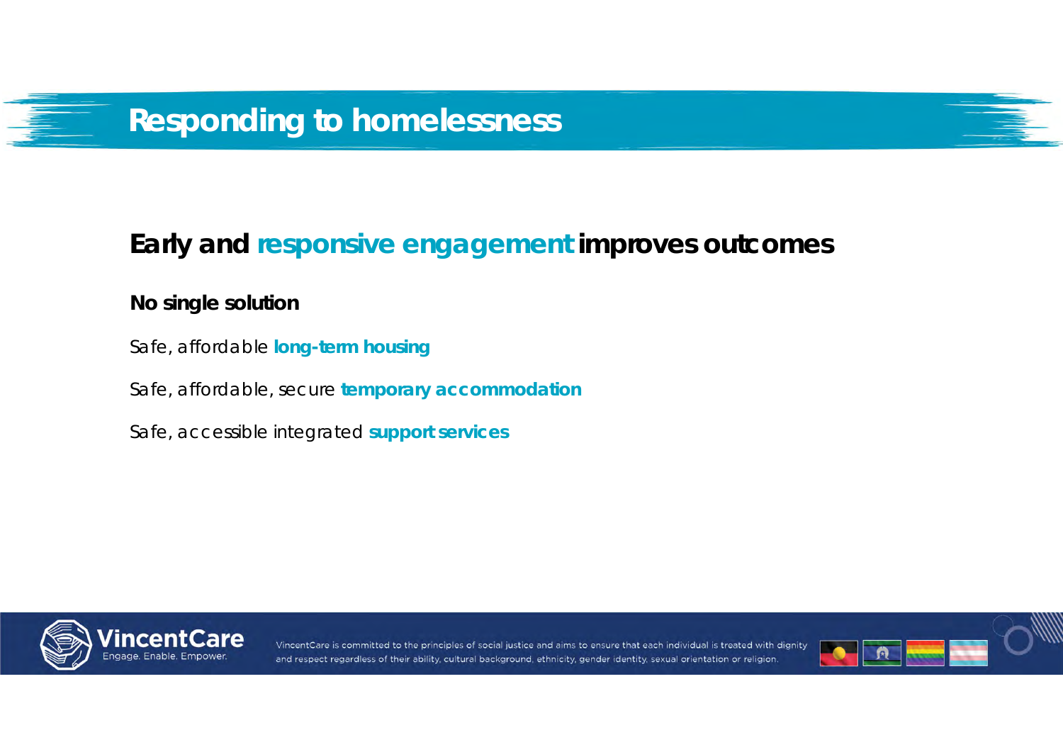# Responding to homelessness

## Early and responsive engagement improves outcomes

**No single solution**

Safe, affordable **long-term housing**

Safe, affordable, secure **temporary accommodation**

Safe, accessible integrated **support services**

VincentCare is committed to the principles of social justice and aims to ensure that each individual is treated with dignity and respect regardless of their ability, cultural background, ethnicity, gender identity, sexual orientation or religion.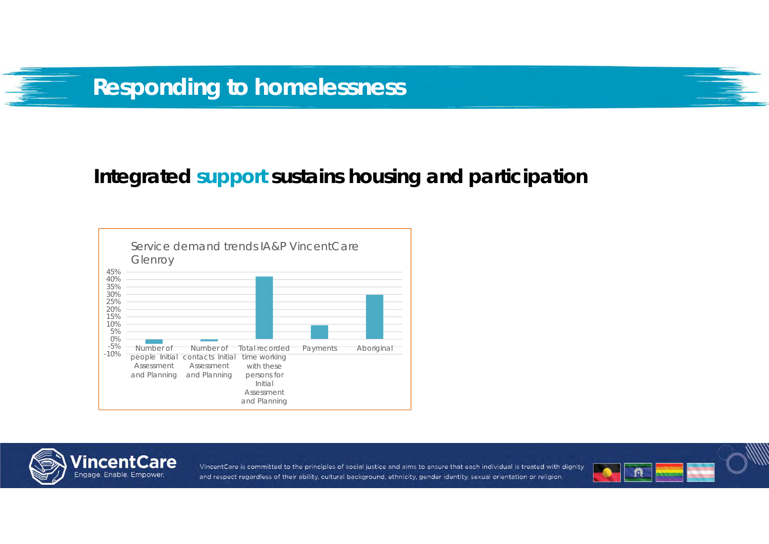# Responding to homelessness

## Integrated support sustains housing and participation

Service demand trends IA&P VincentCare Glenroy

| Category | Change (approx.) |
|---|---|
| Number of people Initial Assessment and Planning | -3% |
| Number of contacts Initial Assessment and Planning | -1% |
| Total recorded time working with these persons for Initial Assessment and Planning | 42% |
| Payments | 9% |
| Aboriginal | 30% |

VincentCare is committed to the principles of social justice and aims to ensure that each individual is treated with dignity and respect regardless of their ability, cultural background, ethnicity, gender identity, sexual orientation or religion.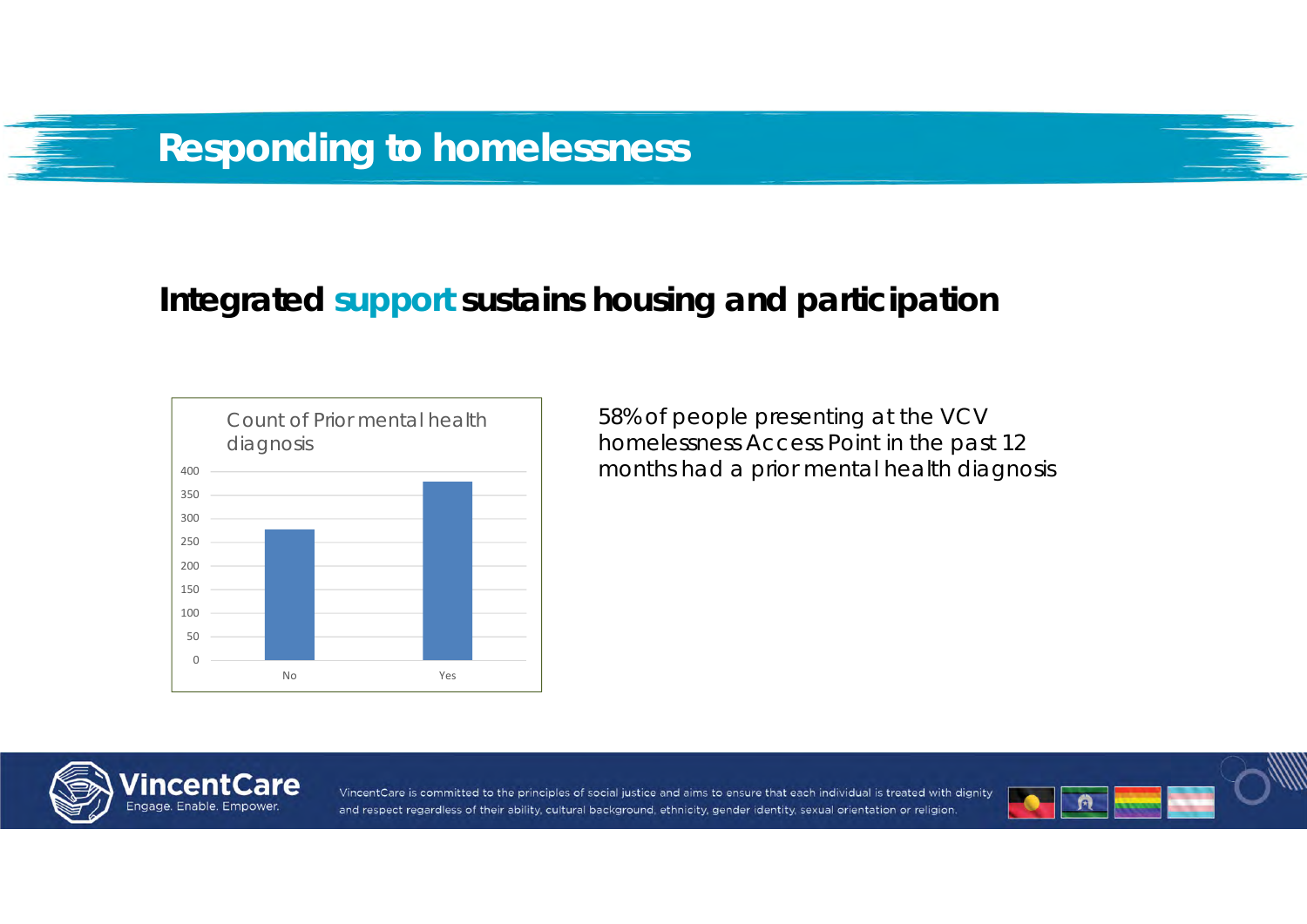# Responding to homelessness

## Integrated support sustains housing and participation

**Count of Prior mental health diagnosis**

| | Count |
|---|---|
| No | ~280 |
| Yes | ~380 |

58% of people presenting at the VCV homelessness Access Point in the past 12 months had a prior mental health diagnosis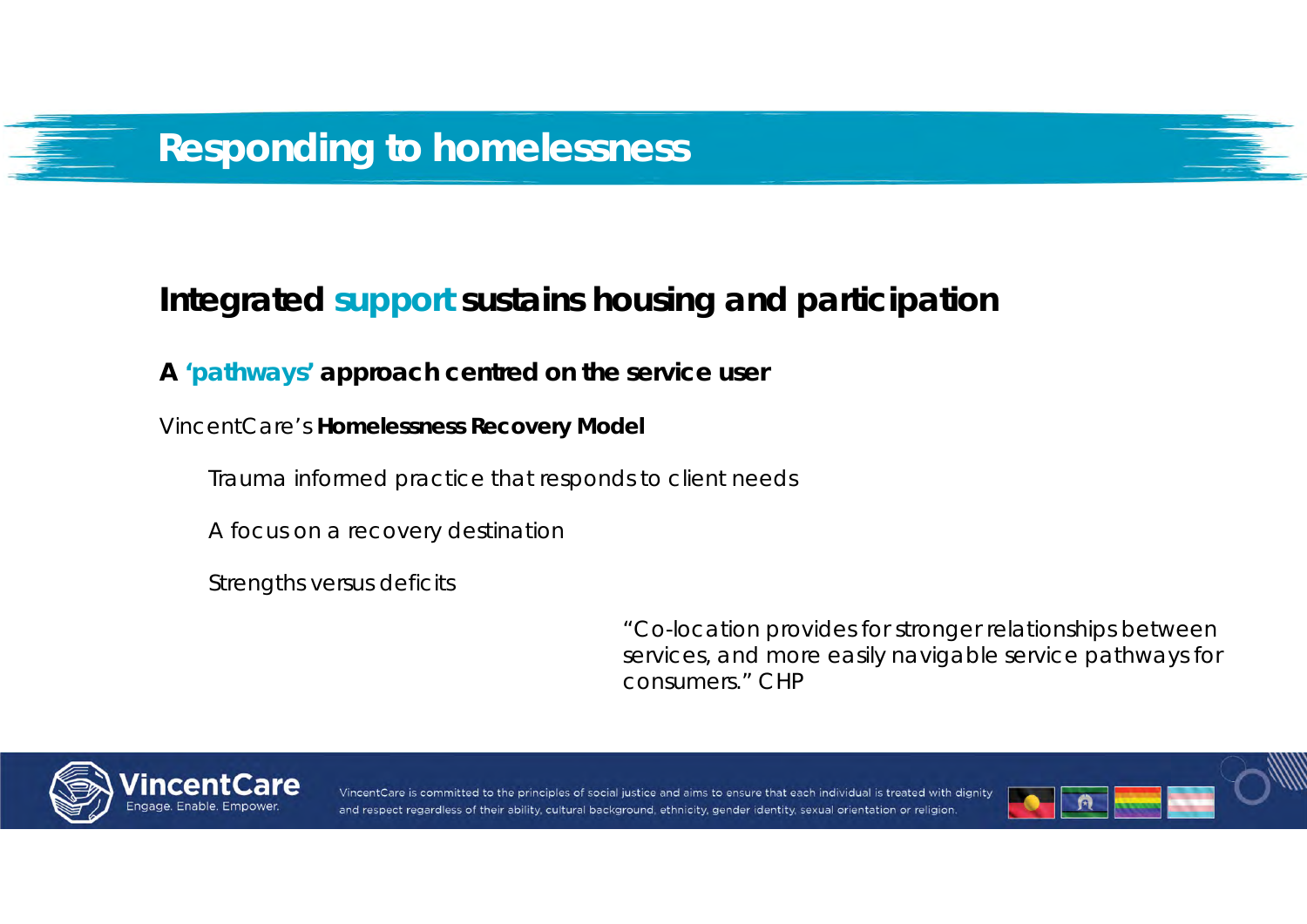# Responding to homelessness

## Integrated support sustains housing and participation

### A 'pathways' approach centred on the service user

VincentCare's **Homelessness Recovery Model**

- Trauma informed practice that responds to client needs
- A focus on a recovery destination
- Strengths versus deficits

> "Co-location provides for stronger relationships between services, and more easily navigable service pathways for consumers." CHP

VincentCare is committed to the principles of social justice and aims to ensure that each individual is treated with dignity and respect regardless of their ability, cultural background, ethnicity, gender identity, sexual orientation or religion.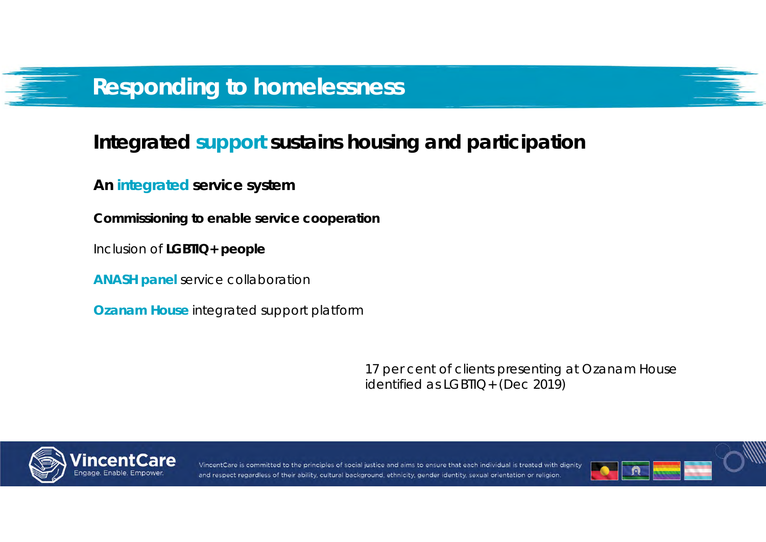# Responding to homelessness

## Integrated support sustains housing and participation

**An integrated service system**

**Commissioning to enable service cooperation**

Inclusion of **LGBTIQ+ people**

**ANASH panel** service collaboration

**Ozanam House** integrated support platform

17 per cent of clients presenting at Ozanam House identified as LGBTIQ+ (Dec 2019)

VincentCare is committed to the principles of social justice and aims to ensure that each individual is treated with dignity and respect regardless of their ability, cultural background, ethnicity, gender identity, sexual orientation or religion.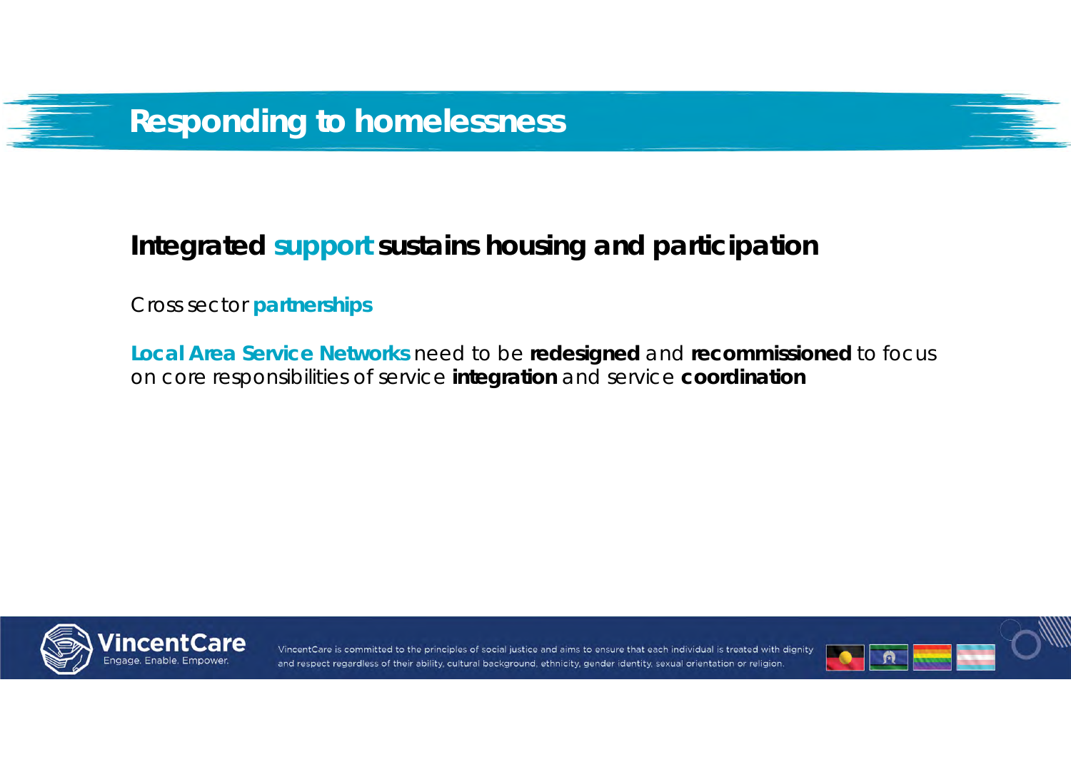# Responding to homelessness

## Integrated support sustains housing and participation

Cross sector **partnerships**

**Local Area Service Networks** need to be **redesigned** and **recommissioned** to focus on core responsibilities of service **integration** and service **coordination**